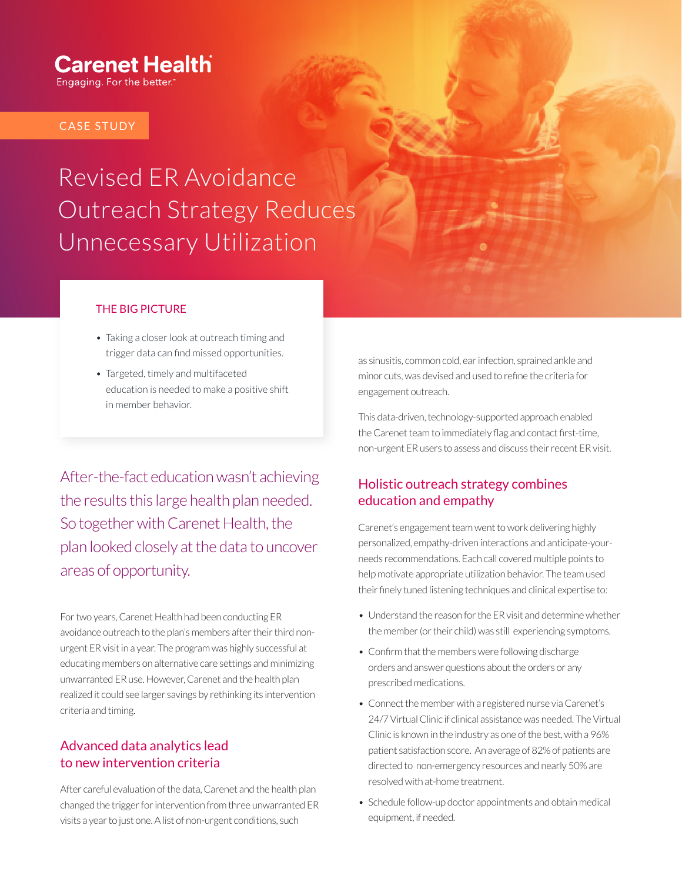Carenet Health
Engaging. For the better.™

CASE STUDY

# Revised ER Avoidance Outreach Strategy Reduces Unnecessary Utilization

### THE BIG PICTURE

- Taking a closer look at outreach timing and trigger data can find missed opportunities.
- Targeted, timely and multifaceted education is needed to make a positive shift in member behavior.

*After-the-fact education wasn't achieving the results this large health plan needed. So together with Carenet Health, the plan looked closely at the data to uncover areas of opportunity.*

For two years, Carenet Health had been conducting ER avoidance outreach to the plan's members after their third non-urgent ER visit in a year. The program was highly successful at educating members on alternative care settings and minimizing unwarranted ER use. However, Carenet and the health plan realized it could see larger savings by rethinking its intervention criteria and timing.

## Advanced data analytics lead to new intervention criteria

After careful evaluation of the data, Carenet and the health plan changed the trigger for intervention from three unwarranted ER visits a year to just one. A list of non-urgent conditions, such as sinusitis, common cold, ear infection, sprained ankle and minor cuts, was devised and used to refine the criteria for engagement outreach.

This data-driven, technology-supported approach enabled the Carenet team to immediately flag and contact first-time, non-urgent ER users to assess and discuss their recent ER visit.

## Holistic outreach strategy combines education and empathy

Carenet's engagement team went to work delivering highly personalized, empathy-driven interactions and anticipate-your-needs recommendations. Each call covered multiple points to help motivate appropriate utilization behavior. The team used their finely tuned listening techniques and clinical expertise to:

- Understand the reason for the ER visit and determine whether the member (or their child) was still experiencing symptoms.
- Confirm that the members were following discharge orders and answer questions about the orders or any prescribed medications.
- Connect the member with a registered nurse via Carenet's 24/7 Virtual Clinic if clinical assistance was needed. The Virtual Clinic is known in the industry as one of the best, with a 96% patient satisfaction score. An average of 82% of patients are directed to non-emergency resources and nearly 50% are resolved with at-home treatment.
- Schedule follow-up doctor appointments and obtain medical equipment, if needed.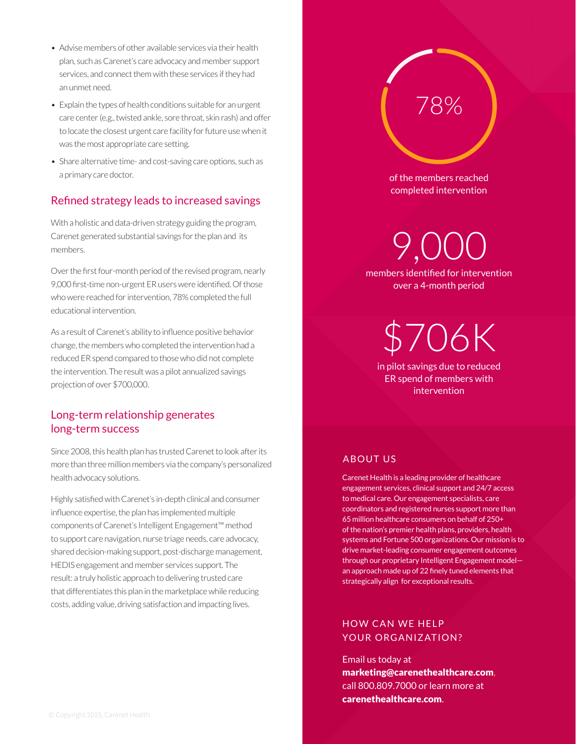- Advise members of other available services via their health plan, such as Carenet's care advocacy and member support services, and connect them with these services if they had an unmet need.
- Explain the types of health conditions suitable for an urgent care center (e.g., twisted ankle, sore throat, skin rash) and offer to locate the closest urgent care facility for future use when it was the most appropriate care setting.
- Share alternative time- and cost-saving care options, such as a primary care doctor.

## Refined strategy leads to increased savings

With a holistic and data-driven strategy guiding the program, Carenet generated substantial savings for the plan and its members.

Over the first four-month period of the revised program, nearly 9,000 first-time non-urgent ER users were identified. Of those who were reached for intervention, 78% completed the full educational intervention.

As a result of Carenet's ability to influence positive behavior change, the members who completed the intervention had a reduced ER spend compared to those who did not complete the intervention. The result was a pilot annualized savings projection of over $700,000.

## Long-term relationship generates long-term success

Since 2008, this health plan has trusted Carenet to look after its more than three million members via the company's personalized health advocacy solutions.

Highly satisfied with Carenet's in-depth clinical and consumer influence expertise, the plan has implemented multiple components of Carenet's Intelligent Engagement™ method to support care navigation, nurse triage needs, care advocacy, shared decision-making support, post-discharge management, HEDIS engagement and member services support. The result: a truly holistic approach to delivering trusted care that differentiates this plan in the marketplace while reducing costs, adding value, driving satisfaction and impacting lives.

78%

of the members reached completed intervention

9,000

members identified for intervention over a 4-month period

$706K

in pilot savings due to reduced ER spend of members with intervention

## ABOUT US

Carenet Health is a leading provider of healthcare engagement services, clinical support and 24/7 access to medical care. Our engagement specialists, care coordinators and registered nurses support more than 65 million healthcare consumers on behalf of 250+ of the nation's premier health plans, providers, health systems and Fortune 500 organizations. Our mission is to drive market-leading consumer engagement outcomes through our proprietary Intelligent Engagement model—an approach made up of 22 finely tuned elements that strategically align for exceptional results.

## HOW CAN WE HELP YOUR ORGANIZATION?

Email us today at **marketing@carenethealthcare.com**, call 800.809.7000 or learn more at **carenethealthcare.com**.

© Copyright 2019, Carenet Health.